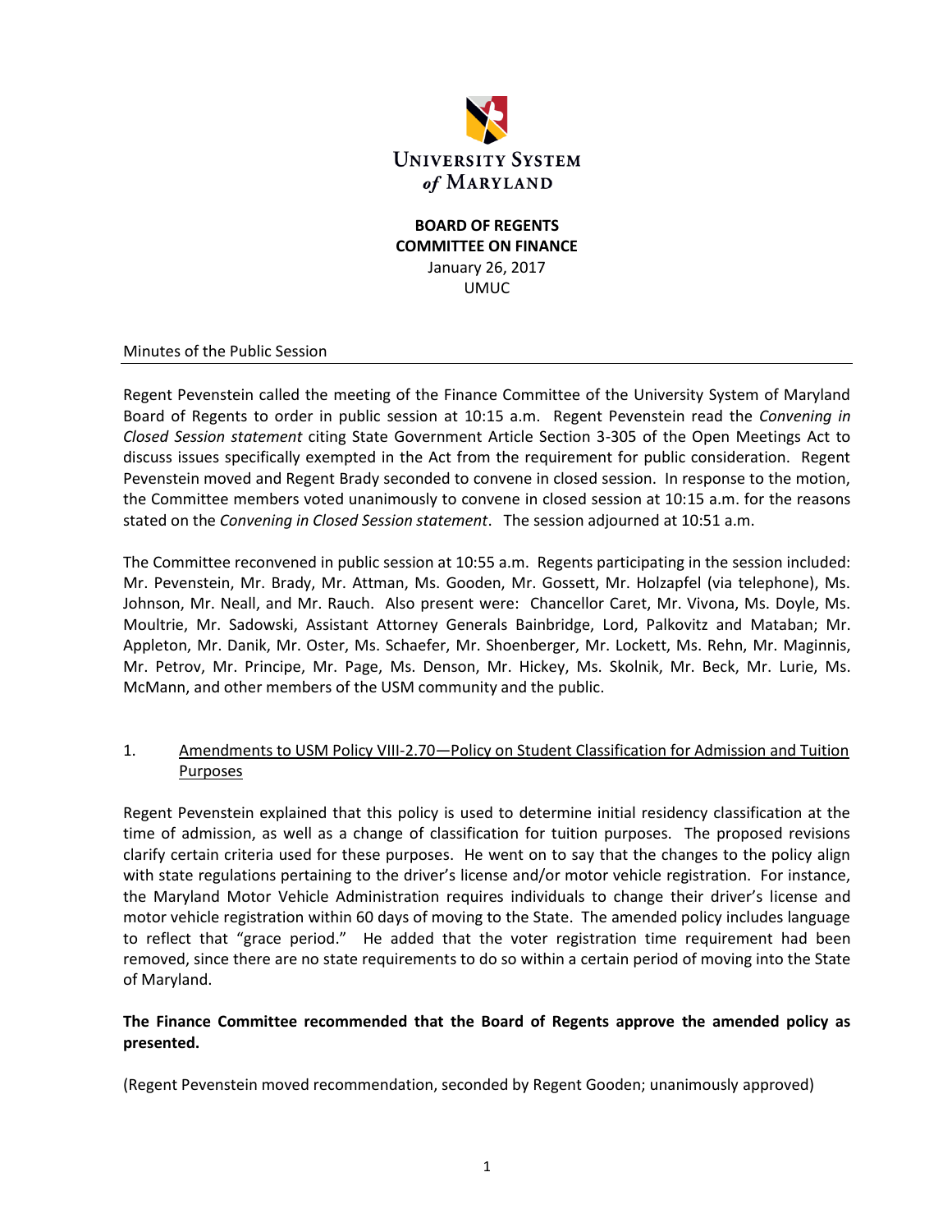**University System of Maryland**

**BOARD OF REGENTS**
**COMMITTEE ON FINANCE**
January 26, 2017
UMUC

Minutes of the Public Session

---

Regent Pevenstein called the meeting of the Finance Committee of the University System of Maryland Board of Regents to order in public session at 10:15 a.m. Regent Pevenstein read the *Convening in Closed Session statement* citing State Government Article Section 3-305 of the Open Meetings Act to discuss issues specifically exempted in the Act from the requirement for public consideration. Regent Pevenstein moved and Regent Brady seconded to convene in closed session. In response to the motion, the Committee members voted unanimously to convene in closed session at 10:15 a.m. for the reasons stated on the *Convening in Closed Session statement*. The session adjourned at 10:51 a.m.

The Committee reconvened in public session at 10:55 a.m. Regents participating in the session included: Mr. Pevenstein, Mr. Brady, Mr. Attman, Ms. Gooden, Mr. Gossett, Mr. Holzapfel (via telephone), Ms. Johnson, Mr. Neall, and Mr. Rauch. Also present were: Chancellor Caret, Mr. Vivona, Ms. Doyle, Ms. Moultrie, Mr. Sadowski, Assistant Attorney Generals Bainbridge, Lord, Palkovitz and Mataban; Mr. Appleton, Mr. Danik, Mr. Oster, Ms. Schaefer, Mr. Shoenberger, Mr. Lockett, Ms. Rehn, Mr. Maginnis, Mr. Petrov, Mr. Principe, Mr. Page, Ms. Denson, Mr. Hickey, Ms. Skolnik, Mr. Beck, Mr. Lurie, Ms. McMann, and other members of the USM community and the public.

1. Amendments to USM Policy VIII-2.70—Policy on Student Classification for Admission and Tuition Purposes

Regent Pevenstein explained that this policy is used to determine initial residency classification at the time of admission, as well as a change of classification for tuition purposes. The proposed revisions clarify certain criteria used for these purposes. He went on to say that the changes to the policy align with state regulations pertaining to the driver's license and/or motor vehicle registration. For instance, the Maryland Motor Vehicle Administration requires individuals to change their driver's license and motor vehicle registration within 60 days of moving to the State. The amended policy includes language to reflect that "grace period." He added that the voter registration time requirement had been removed, since there are no state requirements to do so within a certain period of moving into the State of Maryland.

**The Finance Committee recommended that the Board of Regents approve the amended policy as presented.**

(Regent Pevenstein moved recommendation, seconded by Regent Gooden; unanimously approved)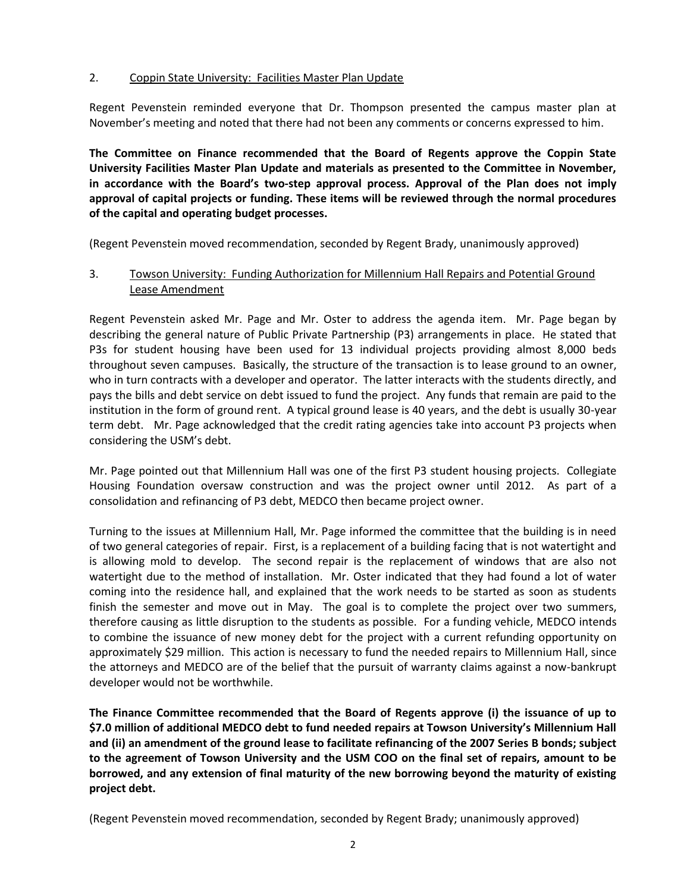2. Coppin State University: Facilities Master Plan Update

Regent Pevenstein reminded everyone that Dr. Thompson presented the campus master plan at November's meeting and noted that there had not been any comments or concerns expressed to him.

**The Committee on Finance recommended that the Board of Regents approve the Coppin State University Facilities Master Plan Update and materials as presented to the Committee in November, in accordance with the Board's two-step approval process. Approval of the Plan does not imply approval of capital projects or funding. These items will be reviewed through the normal procedures of the capital and operating budget processes.**

(Regent Pevenstein moved recommendation, seconded by Regent Brady, unanimously approved)

3. Towson University: Funding Authorization for Millennium Hall Repairs and Potential Ground Lease Amendment

Regent Pevenstein asked Mr. Page and Mr. Oster to address the agenda item. Mr. Page began by describing the general nature of Public Private Partnership (P3) arrangements in place. He stated that P3s for student housing have been used for 13 individual projects providing almost 8,000 beds throughout seven campuses. Basically, the structure of the transaction is to lease ground to an owner, who in turn contracts with a developer and operator. The latter interacts with the students directly, and pays the bills and debt service on debt issued to fund the project. Any funds that remain are paid to the institution in the form of ground rent. A typical ground lease is 40 years, and the debt is usually 30-year term debt. Mr. Page acknowledged that the credit rating agencies take into account P3 projects when considering the USM's debt.

Mr. Page pointed out that Millennium Hall was one of the first P3 student housing projects. Collegiate Housing Foundation oversaw construction and was the project owner until 2012. As part of a consolidation and refinancing of P3 debt, MEDCO then became project owner.

Turning to the issues at Millennium Hall, Mr. Page informed the committee that the building is in need of two general categories of repair. First, is a replacement of a building facing that is not watertight and is allowing mold to develop. The second repair is the replacement of windows that are also not watertight due to the method of installation. Mr. Oster indicated that they had found a lot of water coming into the residence hall, and explained that the work needs to be started as soon as students finish the semester and move out in May. The goal is to complete the project over two summers, therefore causing as little disruption to the students as possible. For a funding vehicle, MEDCO intends to combine the issuance of new money debt for the project with a current refunding opportunity on approximately $29 million. This action is necessary to fund the needed repairs to Millennium Hall, since the attorneys and MEDCO are of the belief that the pursuit of warranty claims against a now-bankrupt developer would not be worthwhile.

**The Finance Committee recommended that the Board of Regents approve (i) the issuance of up to $7.0 million of additional MEDCO debt to fund needed repairs at Towson University's Millennium Hall and (ii) an amendment of the ground lease to facilitate refinancing of the 2007 Series B bonds; subject to the agreement of Towson University and the USM COO on the final set of repairs, amount to be borrowed, and any extension of final maturity of the new borrowing beyond the maturity of existing project debt.**

(Regent Pevenstein moved recommendation, seconded by Regent Brady; unanimously approved)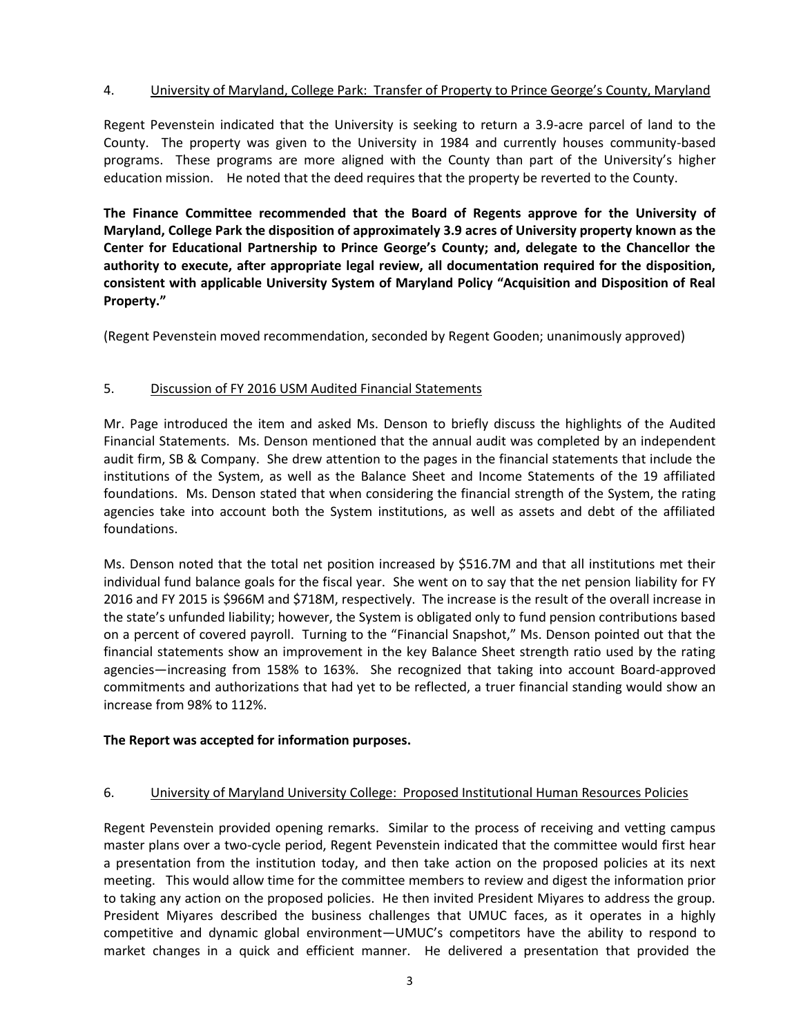4. University of Maryland, College Park: Transfer of Property to Prince George's County, Maryland

Regent Pevenstein indicated that the University is seeking to return a 3.9-acre parcel of land to the County. The property was given to the University in 1984 and currently houses community-based programs. These programs are more aligned with the County than part of the University's higher education mission. He noted that the deed requires that the property be reverted to the County.

**The Finance Committee recommended that the Board of Regents approve for the University of Maryland, College Park the disposition of approximately 3.9 acres of University property known as the Center for Educational Partnership to Prince George's County; and, delegate to the Chancellor the authority to execute, after appropriate legal review, all documentation required for the disposition, consistent with applicable University System of Maryland Policy "Acquisition and Disposition of Real Property."**

(Regent Pevenstein moved recommendation, seconded by Regent Gooden; unanimously approved)

5. Discussion of FY 2016 USM Audited Financial Statements

Mr. Page introduced the item and asked Ms. Denson to briefly discuss the highlights of the Audited Financial Statements. Ms. Denson mentioned that the annual audit was completed by an independent audit firm, SB & Company. She drew attention to the pages in the financial statements that include the institutions of the System, as well as the Balance Sheet and Income Statements of the 19 affiliated foundations. Ms. Denson stated that when considering the financial strength of the System, the rating agencies take into account both the System institutions, as well as assets and debt of the affiliated foundations.

Ms. Denson noted that the total net position increased by $516.7M and that all institutions met their individual fund balance goals for the fiscal year. She went on to say that the net pension liability for FY 2016 and FY 2015 is $966M and $718M, respectively. The increase is the result of the overall increase in the state's unfunded liability; however, the System is obligated only to fund pension contributions based on a percent of covered payroll. Turning to the "Financial Snapshot," Ms. Denson pointed out that the financial statements show an improvement in the key Balance Sheet strength ratio used by the rating agencies—increasing from 158% to 163%. She recognized that taking into account Board-approved commitments and authorizations that had yet to be reflected, a truer financial standing would show an increase from 98% to 112%.

**The Report was accepted for information purposes.**

6. University of Maryland University College: Proposed Institutional Human Resources Policies

Regent Pevenstein provided opening remarks. Similar to the process of receiving and vetting campus master plans over a two-cycle period, Regent Pevenstein indicated that the committee would first hear a presentation from the institution today, and then take action on the proposed policies at its next meeting. This would allow time for the committee members to review and digest the information prior to taking any action on the proposed policies. He then invited President Miyares to address the group. President Miyares described the business challenges that UMUC faces, as it operates in a highly competitive and dynamic global environment—UMUC's competitors have the ability to respond to market changes in a quick and efficient manner. He delivered a presentation that provided the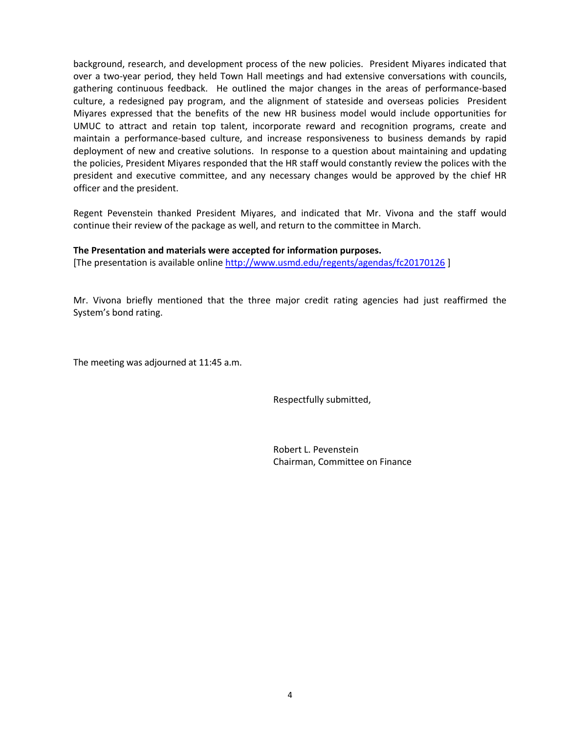background, research, and development process of the new policies. President Miyares indicated that over a two-year period, they held Town Hall meetings and had extensive conversations with councils, gathering continuous feedback. He outlined the major changes in the areas of performance-based culture, a redesigned pay program, and the alignment of stateside and overseas policies President Miyares expressed that the benefits of the new HR business model would include opportunities for UMUC to attract and retain top talent, incorporate reward and recognition programs, create and maintain a performance-based culture, and increase responsiveness to business demands by rapid deployment of new and creative solutions. In response to a question about maintaining and updating the policies, President Miyares responded that the HR staff would constantly review the polices with the president and executive committee, and any necessary changes would be approved by the chief HR officer and the president.

Regent Pevenstein thanked President Miyares, and indicated that Mr. Vivona and the staff would continue their review of the package as well, and return to the committee in March.

**The Presentation and materials were accepted for information purposes.**
[The presentation is available online http://www.usmd.edu/regents/agendas/fc20170126 ]

Mr. Vivona briefly mentioned that the three major credit rating agencies had just reaffirmed the System's bond rating.

The meeting was adjourned at 11:45 a.m.

Respectfully submitted,

Robert L. Pevenstein
Chairman, Committee on Finance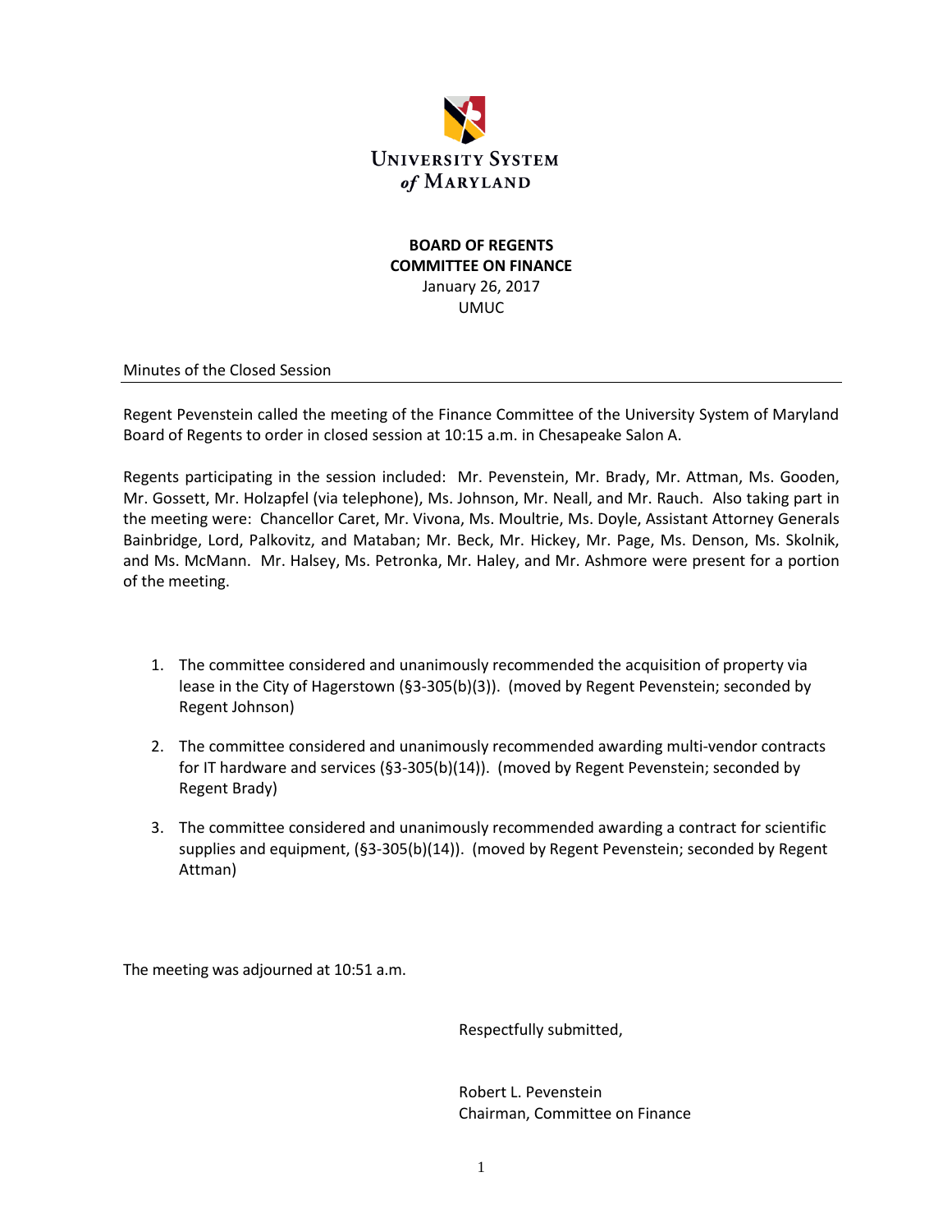UNIVERSITY SYSTEM
*of* MARYLAND

**BOARD OF REGENTS**
**COMMITTEE ON FINANCE**
January 26, 2017
UMUC

Minutes of the Closed Session

Regent Pevenstein called the meeting of the Finance Committee of the University System of Maryland Board of Regents to order in closed session at 10:15 a.m. in Chesapeake Salon A.

Regents participating in the session included: Mr. Pevenstein, Mr. Brady, Mr. Attman, Ms. Gooden, Mr. Gossett, Mr. Holzapfel (via telephone), Ms. Johnson, Mr. Neall, and Mr. Rauch. Also taking part in the meeting were: Chancellor Caret, Mr. Vivona, Ms. Moultrie, Ms. Doyle, Assistant Attorney Generals Bainbridge, Lord, Palkovitz, and Mataban; Mr. Beck, Mr. Hickey, Mr. Page, Ms. Denson, Ms. Skolnik, and Ms. McMann. Mr. Halsey, Ms. Petronka, Mr. Haley, and Mr. Ashmore were present for a portion of the meeting.

1. The committee considered and unanimously recommended the acquisition of property via lease in the City of Hagerstown (§3-305(b)(3)). (moved by Regent Pevenstein; seconded by Regent Johnson)

2. The committee considered and unanimously recommended awarding multi-vendor contracts for IT hardware and services (§3-305(b)(14)). (moved by Regent Pevenstein; seconded by Regent Brady)

3. The committee considered and unanimously recommended awarding a contract for scientific supplies and equipment, (§3-305(b)(14)). (moved by Regent Pevenstein; seconded by Regent Attman)

The meeting was adjourned at 10:51 a.m.

Respectfully submitted,

Robert L. Pevenstein
Chairman, Committee on Finance